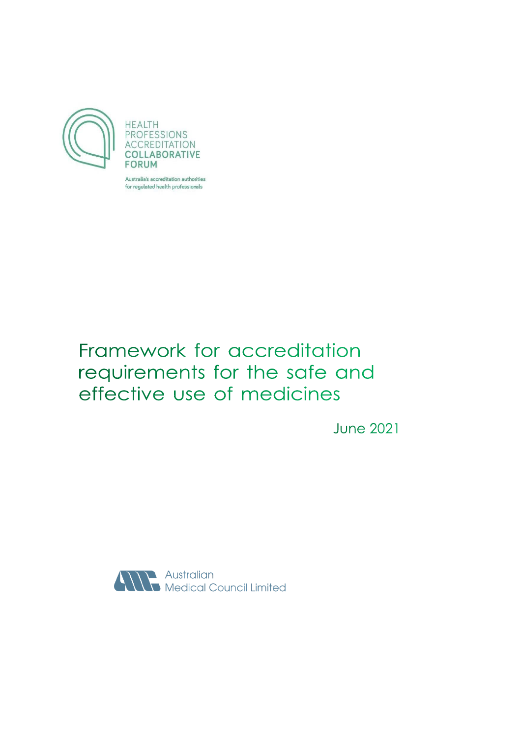HEALTH PROFESSIONS ACCREDITATION COLLABORATIVE FORUM

Australia's accreditation authorities for regulated health professionals

# Framework for accreditation requirements for the safe and effective use of medicines

June 2021

Australian Medical Council Limited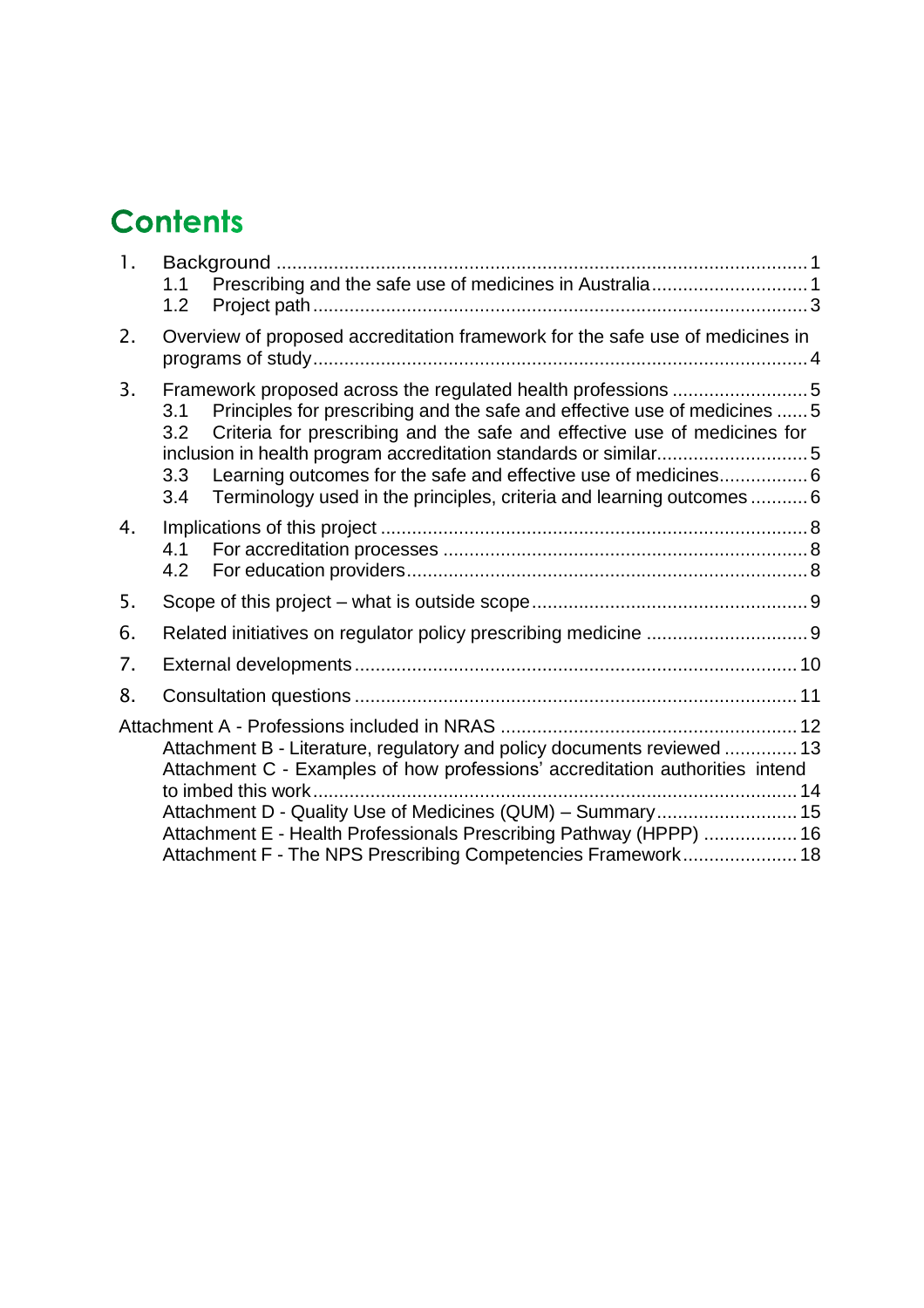# Contents

1. Background ..................................................................................................... 1
   - 1.1 Prescribing and the safe use of medicines in Australia .............................. 1
   - 1.2 Project path ............................................................................................. 3
2. Overview of proposed accreditation framework for the safe use of medicines in programs of study ............................................................................................. 4
3. Framework proposed across the regulated health professions .......................... 5
   - 3.1 Principles for prescribing and the safe and effective use of medicines ...... 5
   - 3.2 Criteria for prescribing and the safe and effective use of medicines for inclusion in health program accreditation standards or similar............................ 5
   - 3.3 Learning outcomes for the safe and effective use of medicines................. 6
   - 3.4 Terminology used in the principles, criteria and learning outcomes ........... 6
4. Implications of this project ................................................................................. 8
   - 4.1 For accreditation processes ..................................................................... 8
   - 4.2 For education providers............................................................................ 8
5. Scope of this project – what is outside scope .................................................... 9
6. Related initiatives on regulator policy prescribing medicine ............................... 9
7. External developments .................................................................................... 10
8. Consultation questions .................................................................................... 11

Attachment A - Professions included in NRAS ........................................................ 12

Attachment B - Literature, regulatory and policy documents reviewed ............. 13

Attachment C - Examples of how professions' accreditation authorities intend to imbed this work ........................................................................................... 14

Attachment D - Quality Use of Medicines (QUM) – Summary........................... 15

Attachment E - Health Professionals Prescribing Pathway (HPPP) .................. 16

Attachment F - The NPS Prescribing Competencies Framework...................... 18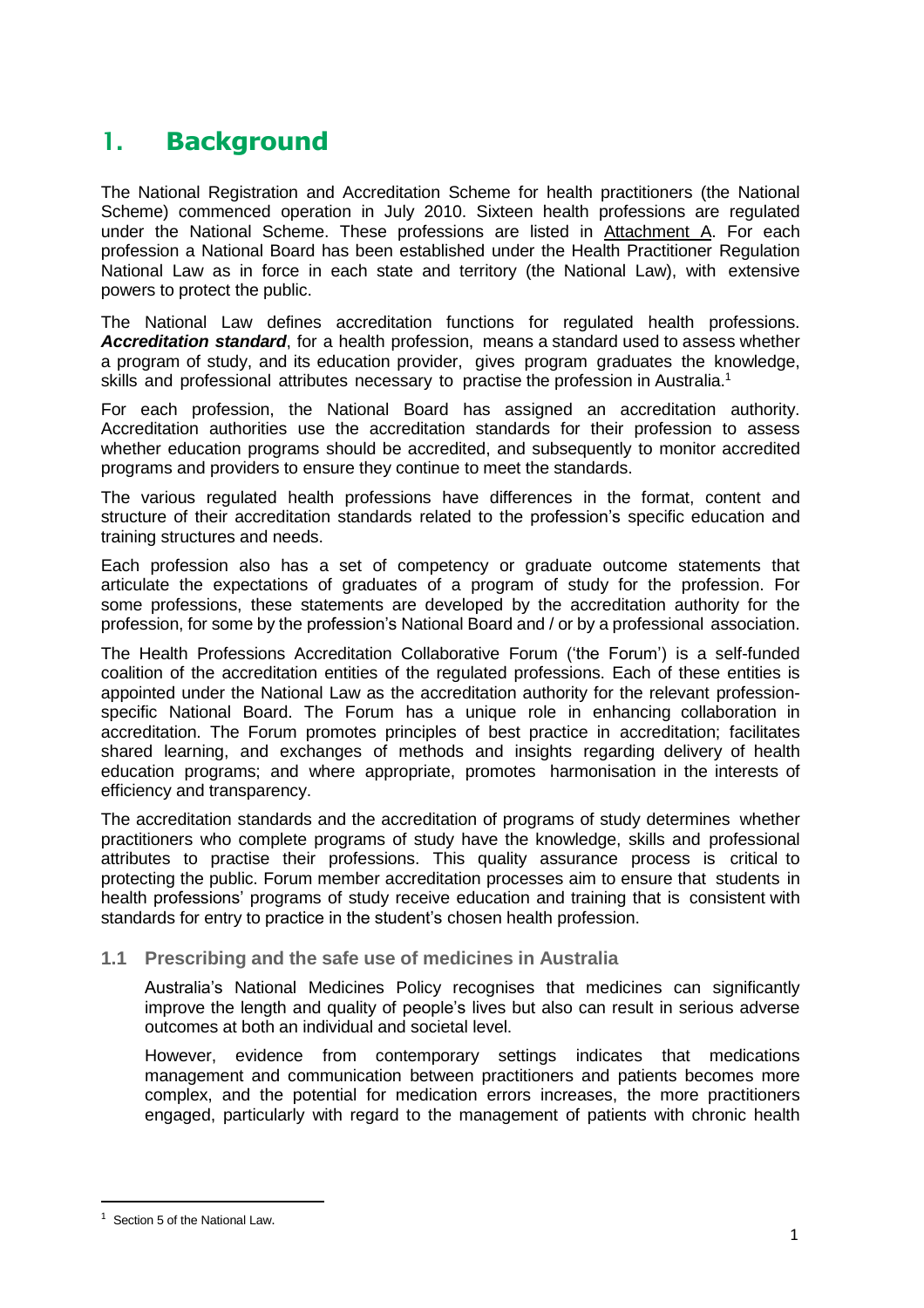# 1. Background

The National Registration and Accreditation Scheme for health practitioners (the National Scheme) commenced operation in July 2010. Sixteen health professions are regulated under the National Scheme. These professions are listed in Attachment A. For each profession a National Board has been established under the Health Practitioner Regulation National Law as in force in each state and territory (the National Law), with extensive powers to protect the public.

The National Law defines accreditation functions for regulated health professions. ***Accreditation standard***, for a health profession, means a standard used to assess whether a program of study, and its education provider, gives program graduates the knowledge, skills and professional attributes necessary to practise the profession in Australia.[1]

For each profession, the National Board has assigned an accreditation authority. Accreditation authorities use the accreditation standards for their profession to assess whether education programs should be accredited, and subsequently to monitor accredited programs and providers to ensure they continue to meet the standards.

The various regulated health professions have differences in the format, content and structure of their accreditation standards related to the profession's specific education and training structures and needs.

Each profession also has a set of competency or graduate outcome statements that articulate the expectations of graduates of a program of study for the profession. For some professions, these statements are developed by the accreditation authority for the profession, for some by the profession's National Board and / or by a professional association.

The Health Professions Accreditation Collaborative Forum ('the Forum') is a self-funded coalition of the accreditation entities of the regulated professions. Each of these entities is appointed under the National Law as the accreditation authority for the relevant profession-specific National Board. The Forum has a unique role in enhancing collaboration in accreditation. The Forum promotes principles of best practice in accreditation; facilitates shared learning, and exchanges of methods and insights regarding delivery of health education programs; and where appropriate, promotes harmonisation in the interests of efficiency and transparency.

The accreditation standards and the accreditation of programs of study determines whether practitioners who complete programs of study have the knowledge, skills and professional attributes to practise their professions. This quality assurance process is critical to protecting the public. Forum member accreditation processes aim to ensure that students in health professions' programs of study receive education and training that is consistent with standards for entry to practice in the student's chosen health profession.

## 1.1 Prescribing and the safe use of medicines in Australia

Australia's National Medicines Policy recognises that medicines can significantly improve the length and quality of people's lives but also can result in serious adverse outcomes at both an individual and societal level.

However, evidence from contemporary settings indicates that medications management and communication between practitioners and patients becomes more complex, and the potential for medication errors increases, the more practitioners engaged, particularly with regard to the management of patients with chronic health

[1] Section 5 of the National Law.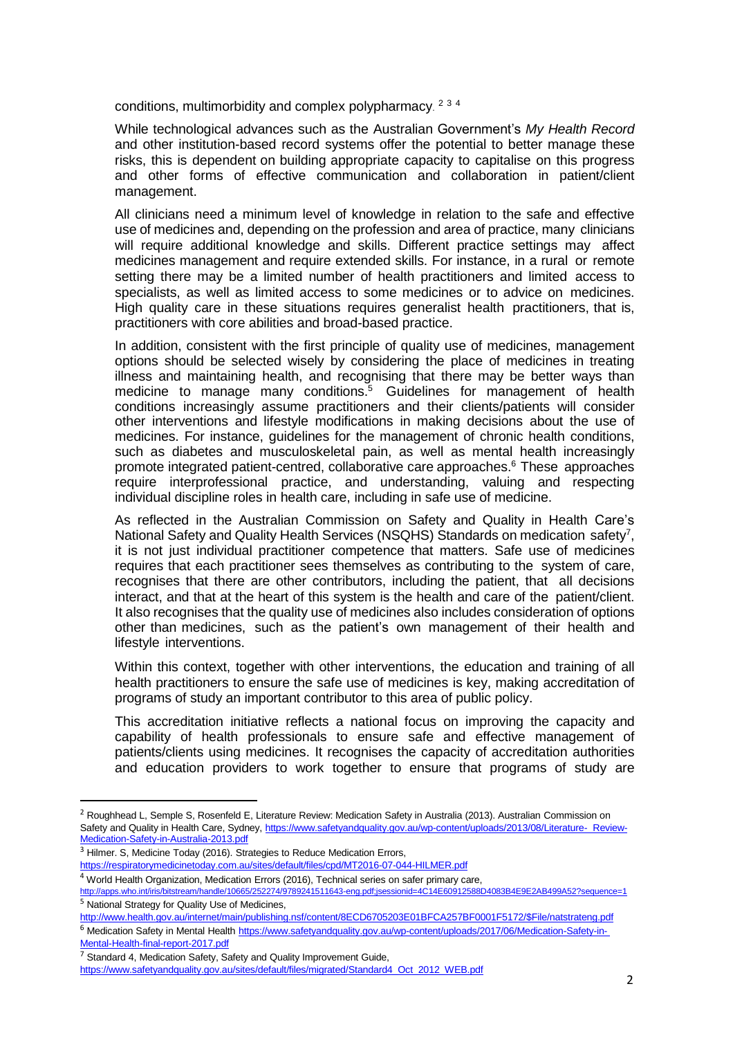conditions, multimorbidity and complex polypharmacy.[2 3 4]

While technological advances such as the Australian Government's *My Health Record* and other institution-based record systems offer the potential to better manage these risks, this is dependent on building appropriate capacity to capitalise on this progress and other forms of effective communication and collaboration in patient/client management.

All clinicians need a minimum level of knowledge in relation to the safe and effective use of medicines and, depending on the profession and area of practice, many clinicians will require additional knowledge and skills. Different practice settings may affect medicines management and require extended skills. For instance, in a rural or remote setting there may be a limited number of health practitioners and limited access to specialists, as well as limited access to some medicines or to advice on medicines. High quality care in these situations requires generalist health practitioners, that is, practitioners with core abilities and broad-based practice.

In addition, consistent with the first principle of quality use of medicines, management options should be selected wisely by considering the place of medicines in treating illness and maintaining health, and recognising that there may be better ways than medicine to manage many conditions.[5] Guidelines for management of health conditions increasingly assume practitioners and their clients/patients will consider other interventions and lifestyle modifications in making decisions about the use of medicines. For instance, guidelines for the management of chronic health conditions, such as diabetes and musculoskeletal pain, as well as mental health increasingly promote integrated patient-centred, collaborative care approaches.[6] These approaches require interprofessional practice, and understanding, valuing and respecting individual discipline roles in health care, including in safe use of medicine.

As reflected in the Australian Commission on Safety and Quality in Health Care's National Safety and Quality Health Services (NSQHS) Standards on medication safety[7], it is not just individual practitioner competence that matters. Safe use of medicines requires that each practitioner sees themselves as contributing to the system of care, recognises that there are other contributors, including the patient, that all decisions interact, and that at the heart of this system is the health and care of the patient/client. It also recognises that the quality use of medicines also includes consideration of options other than medicines, such as the patient's own management of their health and lifestyle interventions.

Within this context, together with other interventions, the education and training of all health practitioners to ensure the safe use of medicines is key, making accreditation of programs of study an important contributor to this area of public policy.

This accreditation initiative reflects a national focus on improving the capacity and capability of health professionals to ensure safe and effective management of patients/clients using medicines. It recognises the capacity of accreditation authorities and education providers to work together to ensure that programs of study are

---

[2] Roughhead L, Semple S, Rosenfeld E, Literature Review: Medication Safety in Australia (2013). Australian Commission on Safety and Quality in Health Care, Sydney, https://www.safetyandquality.gov.au/wp-content/uploads/2013/08/Literature- Review-Medication-Safety-in-Australia-2013.pdf

[3] Hilmer. S, Medicine Today (2016). Strategies to Reduce Medication Errors, https://respiratorymedicinetoday.com.au/sites/default/files/cpd/MT2016-07-044-HILMER.pdf

[4] World Health Organization, Medication Errors (2016), Technical series on safer primary care, http://apps.who.int/iris/bitstream/handle/10665/252274/9789241511643-eng.pdf;jsessionid=4C14E60912588D4083B4E9E2AB499A52?sequence=1

[5] National Strategy for Quality Use of Medicines, http://www.health.gov.au/internet/main/publishing.nsf/content/8ECD6705203E01BFCA257BF0001F5172/$File/natstrateng.pdf

[6] Medication Safety in Mental Health https://www.safetyandquality.gov.au/wp-content/uploads/2017/06/Medication-Safety-in-Mental-Health-final-report-2017.pdf

[7] Standard 4, Medication Safety, Safety and Quality Improvement Guide, https://www.safetyandquality.gov.au/sites/default/files/migrated/Standard4_Oct_2012_WEB.pdf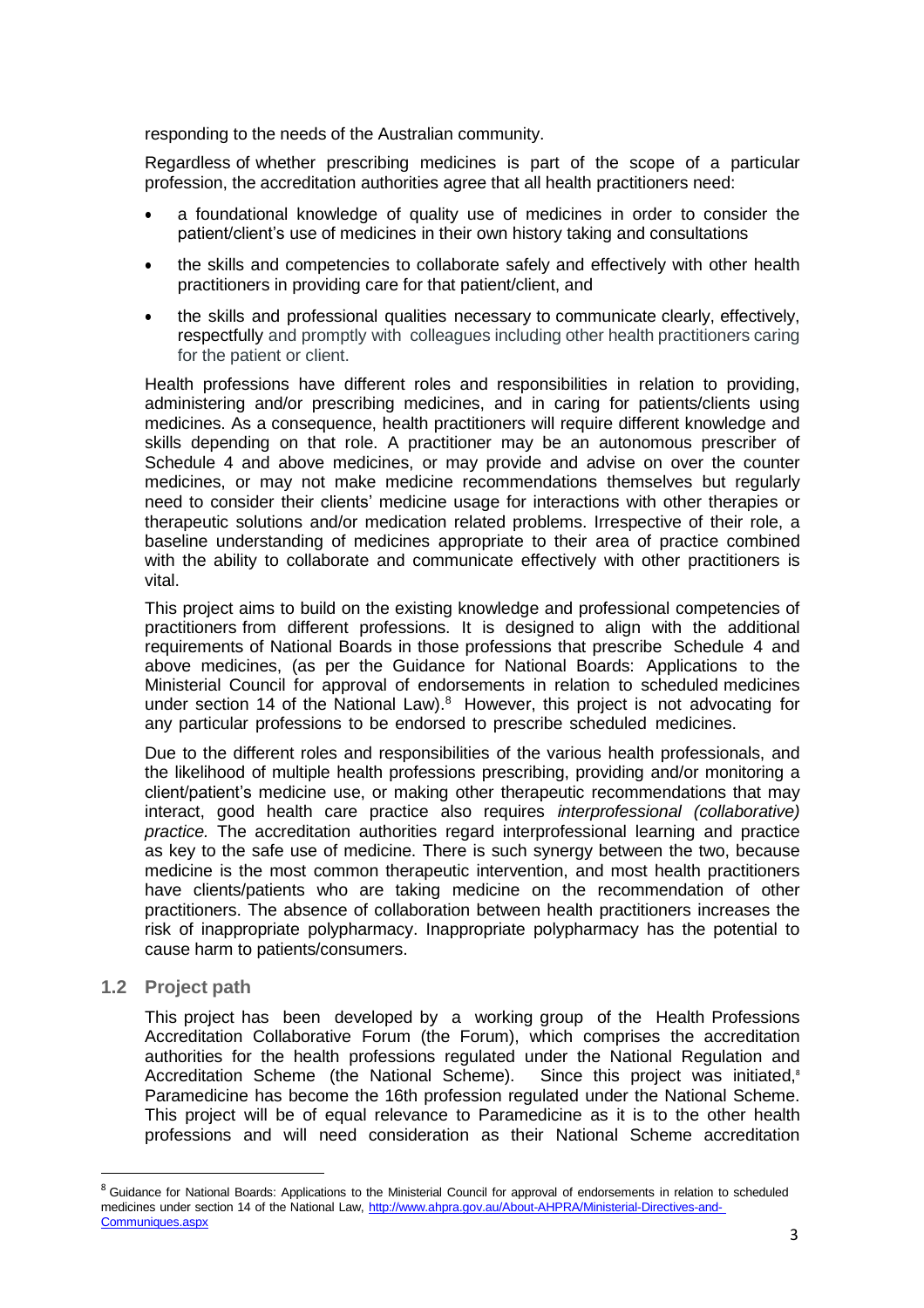responding to the needs of the Australian community.

Regardless of whether prescribing medicines is part of the scope of a particular profession, the accreditation authorities agree that all health practitioners need:

- a foundational knowledge of quality use of medicines in order to consider the patient/client's use of medicines in their own history taking and consultations
- the skills and competencies to collaborate safely and effectively with other health practitioners in providing care for that patient/client, and
- the skills and professional qualities necessary to communicate clearly, effectively, respectfully and promptly with colleagues including other health practitioners caring for the patient or client.

Health professions have different roles and responsibilities in relation to providing, administering and/or prescribing medicines, and in caring for patients/clients using medicines. As a consequence, health practitioners will require different knowledge and skills depending on that role. A practitioner may be an autonomous prescriber of Schedule 4 and above medicines, or may provide and advise on over the counter medicines, or may not make medicine recommendations themselves but regularly need to consider their clients' medicine usage for interactions with other therapies or therapeutic solutions and/or medication related problems. Irrespective of their role, a baseline understanding of medicines appropriate to their area of practice combined with the ability to collaborate and communicate effectively with other practitioners is vital.

This project aims to build on the existing knowledge and professional competencies of practitioners from different professions. It is designed to align with the additional requirements of National Boards in those professions that prescribe Schedule 4 and above medicines, (as per the Guidance for National Boards: Applications to the Ministerial Council for approval of endorsements in relation to scheduled medicines under section 14 of the National Law).[8] However, this project is not advocating for any particular professions to be endorsed to prescribe scheduled medicines.

Due to the different roles and responsibilities of the various health professionals, and the likelihood of multiple health professions prescribing, providing and/or monitoring a client/patient's medicine use, or making other therapeutic recommendations that may interact, good health care practice also requires *interprofessional (collaborative) practice.* The accreditation authorities regard interprofessional learning and practice as key to the safe use of medicine. There is such synergy between the two, because medicine is the most common therapeutic intervention, and most health practitioners have clients/patients who are taking medicine on the recommendation of other practitioners. The absence of collaboration between health practitioners increases the risk of inappropriate polypharmacy. Inappropriate polypharmacy has the potential to cause harm to patients/consumers.

## 1.2 Project path

This project has been developed by a working group of the Health Professions Accreditation Collaborative Forum (the Forum), which comprises the accreditation authorities for the health professions regulated under the National Regulation and Accreditation Scheme (the National Scheme). Since this project was initiated,[8] Paramedicine has become the 16th profession regulated under the National Scheme. This project will be of equal relevance to Paramedicine as it is to the other health professions and will need consideration as their National Scheme accreditation

[8] Guidance for National Boards: Applications to the Ministerial Council for approval of endorsements in relation to scheduled medicines under section 14 of the National Law, http://www.ahpra.gov.au/About-AHPRA/Ministerial-Directives-and-Communiques.aspx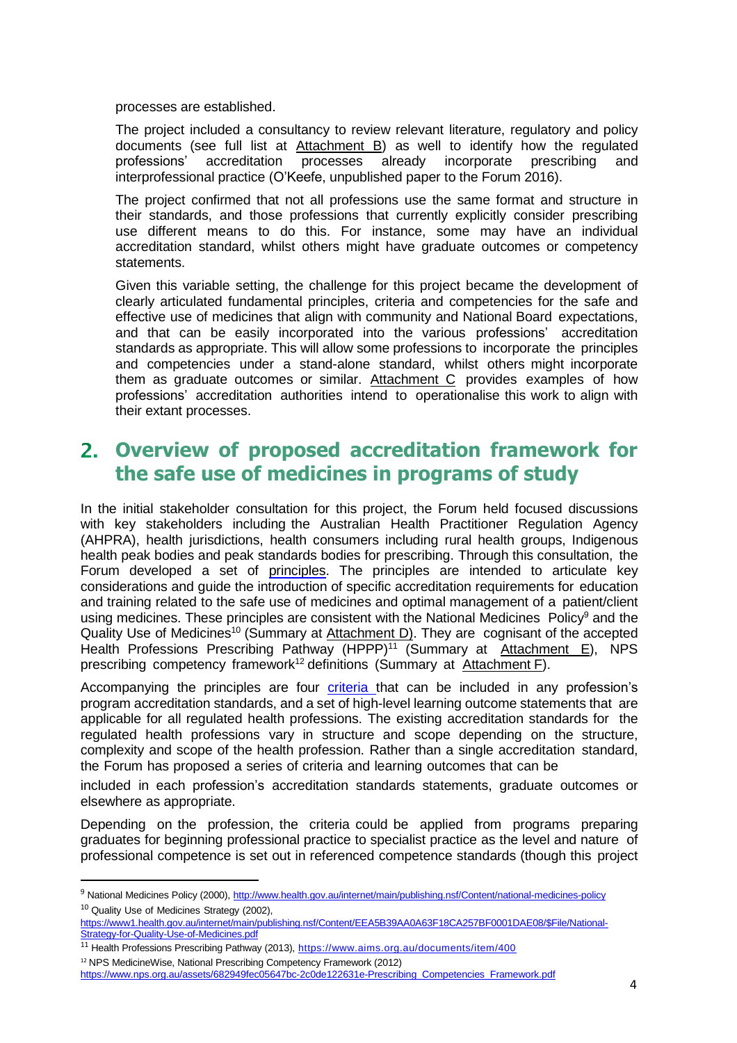processes are established.

The project included a consultancy to review relevant literature, regulatory and policy documents (see full list at Attachment B) as well to identify how the regulated professions' accreditation processes already incorporate prescribing and interprofessional practice (O'Keefe, unpublished paper to the Forum 2016).

The project confirmed that not all professions use the same format and structure in their standards, and those professions that currently explicitly consider prescribing use different means to do this. For instance, some may have an individual accreditation standard, whilst others might have graduate outcomes or competency statements.

Given this variable setting, the challenge for this project became the development of clearly articulated fundamental principles, criteria and competencies for the safe and effective use of medicines that align with community and National Board expectations, and that can be easily incorporated into the various professions' accreditation standards as appropriate. This will allow some professions to incorporate the principles and competencies under a stand-alone standard, whilst others might incorporate them as graduate outcomes or similar. Attachment C provides examples of how professions' accreditation authorities intend to operationalise this work to align with their extant processes.

## 2. Overview of proposed accreditation framework for the safe use of medicines in programs of study

In the initial stakeholder consultation for this project, the Forum held focused discussions with key stakeholders including the Australian Health Practitioner Regulation Agency (AHPRA), health jurisdictions, health consumers including rural health groups, Indigenous health peak bodies and peak standards bodies for prescribing. Through this consultation, the Forum developed a set of principles. The principles are intended to articulate key considerations and guide the introduction of specific accreditation requirements for education and training related to the safe use of medicines and optimal management of a patient/client using medicines. These principles are consistent with the National Medicines Policy[9] and the Quality Use of Medicines[10] (Summary at Attachment D). They are cognisant of the accepted Health Professions Prescribing Pathway (HPPP)[11] (Summary at Attachment E), NPS prescribing competency framework[12] definitions (Summary at Attachment F).

Accompanying the principles are four criteria that can be included in any profession's program accreditation standards, and a set of high-level learning outcome statements that are applicable for all regulated health professions. The existing accreditation standards for the regulated health professions vary in structure and scope depending on the structure, complexity and scope of the health profession. Rather than a single accreditation standard, the Forum has proposed a series of criteria and learning outcomes that can be included in each profession's accreditation standards statements, graduate outcomes or elsewhere as appropriate.

Depending on the profession, the criteria could be applied from programs preparing graduates for beginning professional practice to specialist practice as the level and nature of professional competence is set out in referenced competence standards (though this project

---

[9] National Medicines Policy (2000), http://www.health.gov.au/internet/main/publishing.nsf/Content/national-medicines-policy

[10] Quality Use of Medicines Strategy (2002), https://www1.health.gov.au/internet/main/publishing.nsf/Content/EEA5B39AA0A63F18CA257BF0001DAE08/$File/National-Strategy-for-Quality-Use-of-Medicines.pdf

[11] Health Professions Prescribing Pathway (2013), https://www.aims.org.au/documents/item/400

[12] NPS MedicineWise, National Prescribing Competency Framework (2012) https://www.nps.org.au/assets/682949fec05647bc-2c0de122631e-Prescribing_Competencies_Framework.pdf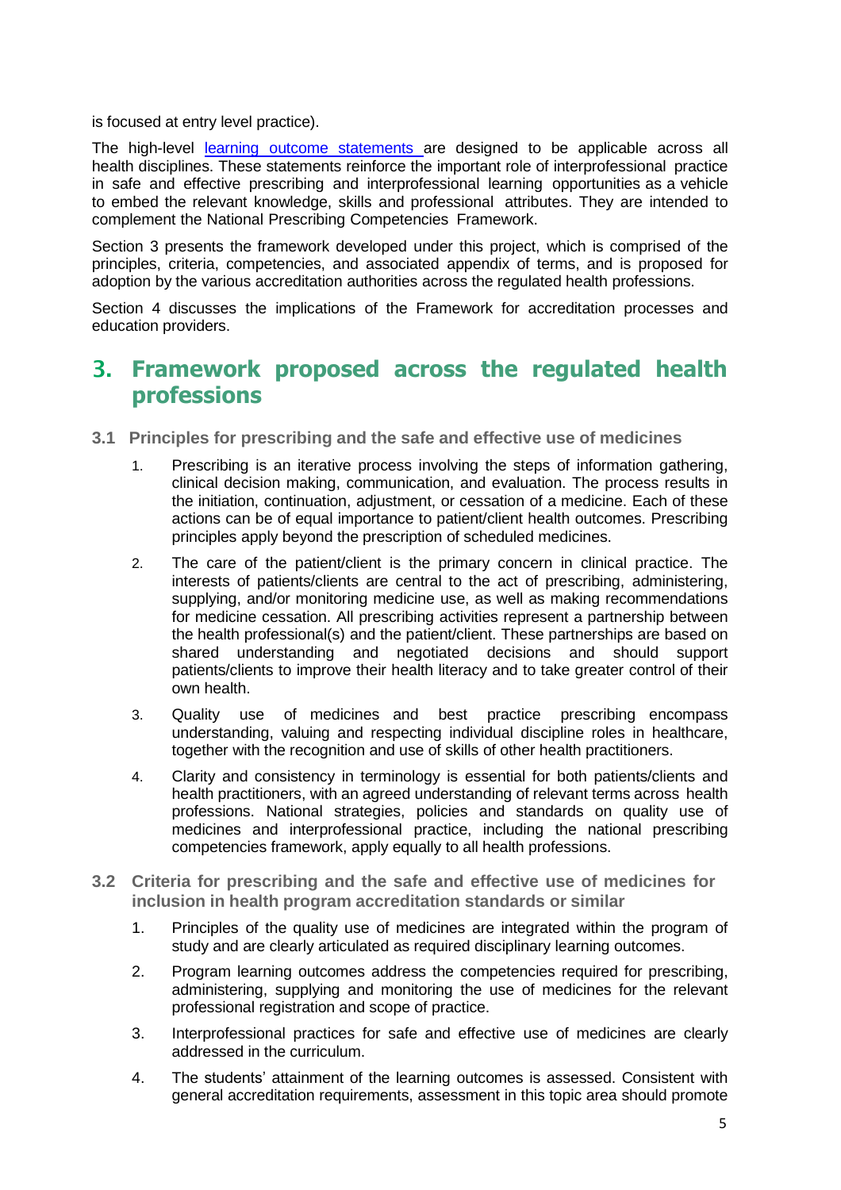is focused at entry level practice).

The high-level [learning outcome statements](#) are designed to be applicable across all health disciplines. These statements reinforce the important role of interprofessional practice in safe and effective prescribing and interprofessional learning opportunities as a vehicle to embed the relevant knowledge, skills and professional attributes. They are intended to complement the National Prescribing Competencies Framework.

Section 3 presents the framework developed under this project, which is comprised of the principles, criteria, competencies, and associated appendix of terms, and is proposed for adoption by the various accreditation authorities across the regulated health professions.

Section 4 discusses the implications of the Framework for accreditation processes and education providers.

# 3. Framework proposed across the regulated health professions

## 3.1 Principles for prescribing and the safe and effective use of medicines

1. Prescribing is an iterative process involving the steps of information gathering, clinical decision making, communication, and evaluation. The process results in the initiation, continuation, adjustment, or cessation of a medicine. Each of these actions can be of equal importance to patient/client health outcomes. Prescribing principles apply beyond the prescription of scheduled medicines.
2. The care of the patient/client is the primary concern in clinical practice. The interests of patients/clients are central to the act of prescribing, administering, supplying, and/or monitoring medicine use, as well as making recommendations for medicine cessation. All prescribing activities represent a partnership between the health professional(s) and the patient/client. These partnerships are based on shared understanding and negotiated decisions and should support patients/clients to improve their health literacy and to take greater control of their own health.
3. Quality use of medicines and best practice prescribing encompass understanding, valuing and respecting individual discipline roles in healthcare, together with the recognition and use of skills of other health practitioners.
4. Clarity and consistency in terminology is essential for both patients/clients and health practitioners, with an agreed understanding of relevant terms across health professions. National strategies, policies and standards on quality use of medicines and interprofessional practice, including the national prescribing competencies framework, apply equally to all health professions.

## 3.2 Criteria for prescribing and the safe and effective use of medicines for inclusion in health program accreditation standards or similar

1. Principles of the quality use of medicines are integrated within the program of study and are clearly articulated as required disciplinary learning outcomes.
2. Program learning outcomes address the competencies required for prescribing, administering, supplying and monitoring the use of medicines for the relevant professional registration and scope of practice.
3. Interprofessional practices for safe and effective use of medicines are clearly addressed in the curriculum.
4. The students' attainment of the learning outcomes is assessed. Consistent with general accreditation requirements, assessment in this topic area should promote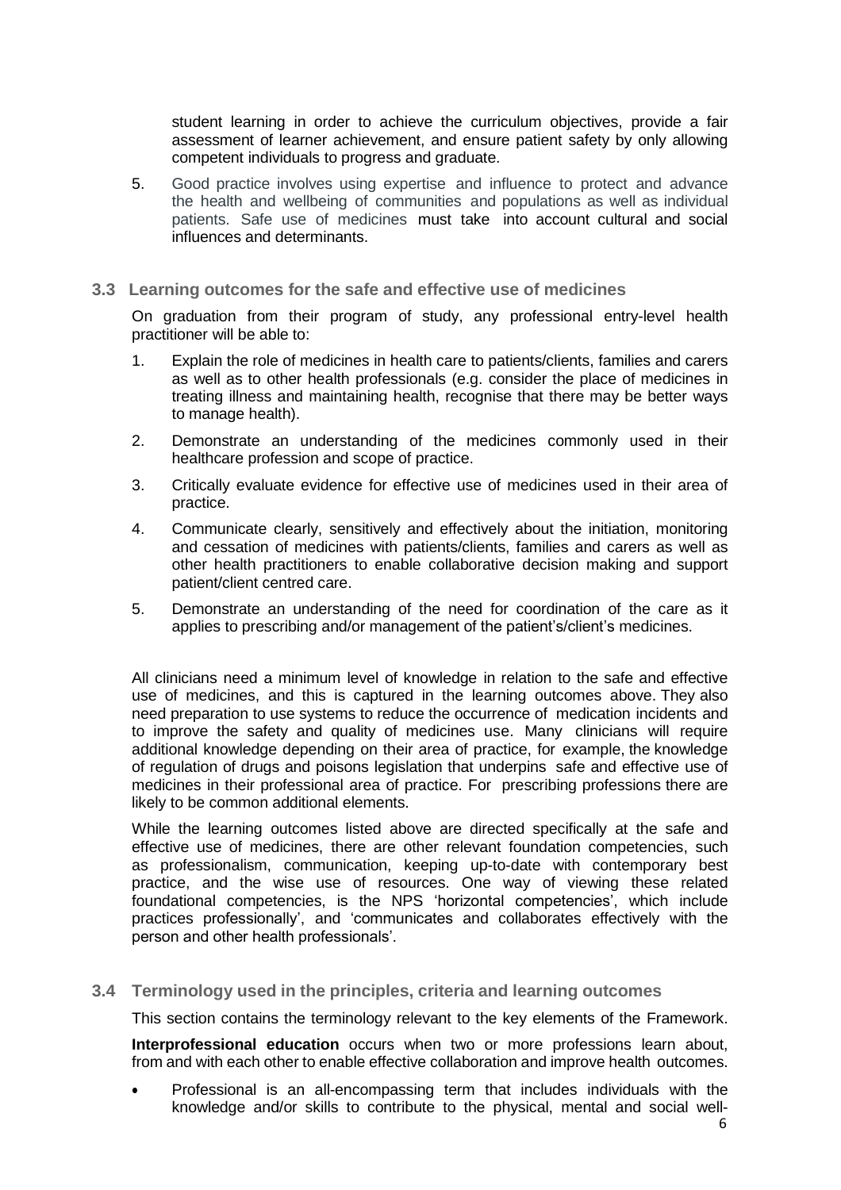student learning in order to achieve the curriculum objectives, provide a fair assessment of learner achievement, and ensure patient safety by only allowing competent individuals to progress and graduate.

5. Good practice involves using expertise and influence to protect and advance the health and wellbeing of communities and populations as well as individual patients. Safe use of medicines must take into account cultural and social influences and determinants.

### 3.3 Learning outcomes for the safe and effective use of medicines

On graduation from their program of study, any professional entry-level health practitioner will be able to:

1. Explain the role of medicines in health care to patients/clients, families and carers as well as to other health professionals (e.g. consider the place of medicines in treating illness and maintaining health, recognise that there may be better ways to manage health).
2. Demonstrate an understanding of the medicines commonly used in their healthcare profession and scope of practice.
3. Critically evaluate evidence for effective use of medicines used in their area of practice.
4. Communicate clearly, sensitively and effectively about the initiation, monitoring and cessation of medicines with patients/clients, families and carers as well as other health practitioners to enable collaborative decision making and support patient/client centred care.
5. Demonstrate an understanding of the need for coordination of the care as it applies to prescribing and/or management of the patient's/client's medicines.

All clinicians need a minimum level of knowledge in relation to the safe and effective use of medicines, and this is captured in the learning outcomes above. They also need preparation to use systems to reduce the occurrence of medication incidents and to improve the safety and quality of medicines use. Many clinicians will require additional knowledge depending on their area of practice, for example, the knowledge of regulation of drugs and poisons legislation that underpins safe and effective use of medicines in their professional area of practice. For prescribing professions there are likely to be common additional elements.

While the learning outcomes listed above are directed specifically at the safe and effective use of medicines, there are other relevant foundation competencies, such as professionalism, communication, keeping up-to-date with contemporary best practice, and the wise use of resources. One way of viewing these related foundational competencies, is the NPS 'horizontal competencies', which include practices professionally', and 'communicates and collaborates effectively with the person and other health professionals'.

### 3.4 Terminology used in the principles, criteria and learning outcomes

This section contains the terminology relevant to the key elements of the Framework.

**Interprofessional education** occurs when two or more professions learn about, from and with each other to enable effective collaboration and improve health outcomes.

- Professional is an all-encompassing term that includes individuals with the knowledge and/or skills to contribute to the physical, mental and social well-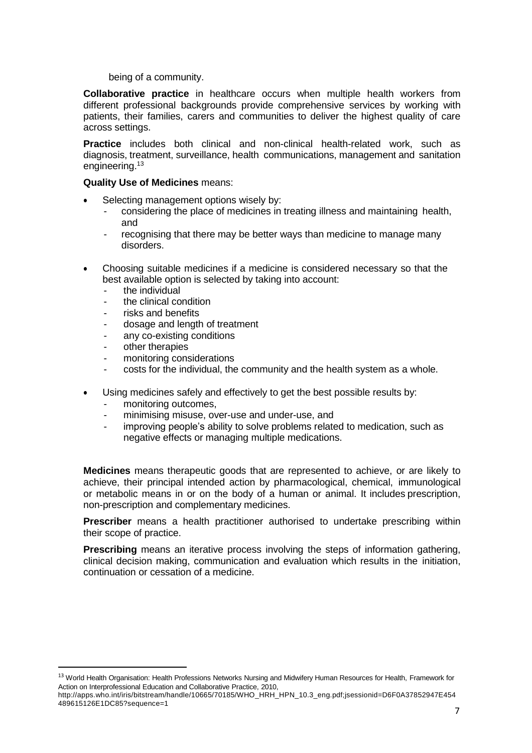being of a community.

**Collaborative practice** in healthcare occurs when multiple health workers from different professional backgrounds provide comprehensive services by working with patients, their families, carers and communities to deliver the highest quality of care across settings.

**Practice** includes both clinical and non-clinical health-related work, such as diagnosis, treatment, surveillance, health communications, management and sanitation engineering.[13]

**Quality Use of Medicines** means:

- Selecting management options wisely by:
  - considering the place of medicines in treating illness and maintaining health, and
  - recognising that there may be better ways than medicine to manage many disorders.
- Choosing suitable medicines if a medicine is considered necessary so that the best available option is selected by taking into account:
  - the individual
  - the clinical condition
  - risks and benefits
  - dosage and length of treatment
  - any co-existing conditions
  - other therapies
  - monitoring considerations
  - costs for the individual, the community and the health system as a whole.
- Using medicines safely and effectively to get the best possible results by:
  - monitoring outcomes,
  - minimising misuse, over-use and under-use, and
  - improving people's ability to solve problems related to medication, such as negative effects or managing multiple medications.

**Medicines** means therapeutic goods that are represented to achieve, or are likely to achieve, their principal intended action by pharmacological, chemical, immunological or metabolic means in or on the body of a human or animal. It includes prescription, non-prescription and complementary medicines.

**Prescriber** means a health practitioner authorised to undertake prescribing within their scope of practice.

**Prescribing** means an iterative process involving the steps of information gathering, clinical decision making, communication and evaluation which results in the initiation, continuation or cessation of a medicine.

[13] World Health Organisation: Health Professions Networks Nursing and Midwifery Human Resources for Health, Framework for Action on Interprofessional Education and Collaborative Practice, 2010, http://apps.who.int/iris/bitstream/handle/10665/70185/WHO_HRH_HPN_10.3_eng.pdf;jsessionid=D6F0A37852947E454489615126E1DC85?sequence=1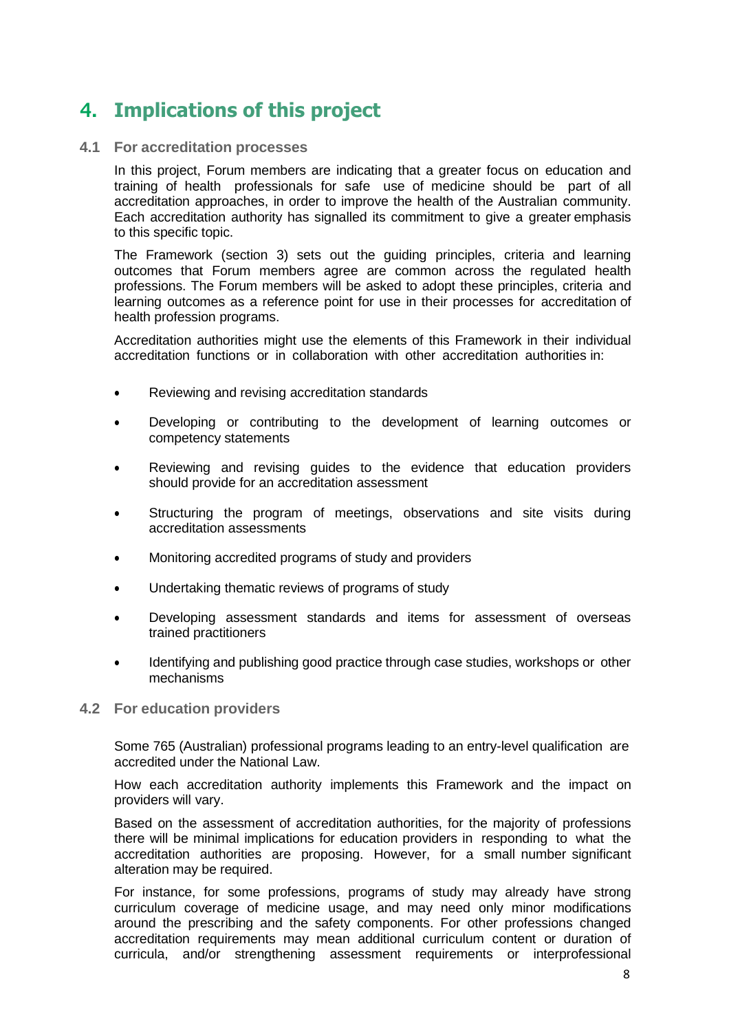# 4. Implications of this project

## 4.1 For accreditation processes

In this project, Forum members are indicating that a greater focus on education and training of health professionals for safe use of medicine should be part of all accreditation approaches, in order to improve the health of the Australian community. Each accreditation authority has signalled its commitment to give a greater emphasis to this specific topic.

The Framework (section 3) sets out the guiding principles, criteria and learning outcomes that Forum members agree are common across the regulated health professions. The Forum members will be asked to adopt these principles, criteria and learning outcomes as a reference point for use in their processes for accreditation of health profession programs.

Accreditation authorities might use the elements of this Framework in their individual accreditation functions or in collaboration with other accreditation authorities in:

- Reviewing and revising accreditation standards
- Developing or contributing to the development of learning outcomes or competency statements
- Reviewing and revising guides to the evidence that education providers should provide for an accreditation assessment
- Structuring the program of meetings, observations and site visits during accreditation assessments
- Monitoring accredited programs of study and providers
- Undertaking thematic reviews of programs of study
- Developing assessment standards and items for assessment of overseas trained practitioners
- Identifying and publishing good practice through case studies, workshops or other mechanisms

## 4.2 For education providers

Some 765 (Australian) professional programs leading to an entry-level qualification are accredited under the National Law.

How each accreditation authority implements this Framework and the impact on providers will vary.

Based on the assessment of accreditation authorities, for the majority of professions there will be minimal implications for education providers in responding to what the accreditation authorities are proposing. However, for a small number significant alteration may be required.

For instance, for some professions, programs of study may already have strong curriculum coverage of medicine usage, and may need only minor modifications around the prescribing and the safety components. For other professions changed accreditation requirements may mean additional curriculum content or duration of curricula, and/or strengthening assessment requirements or interprofessional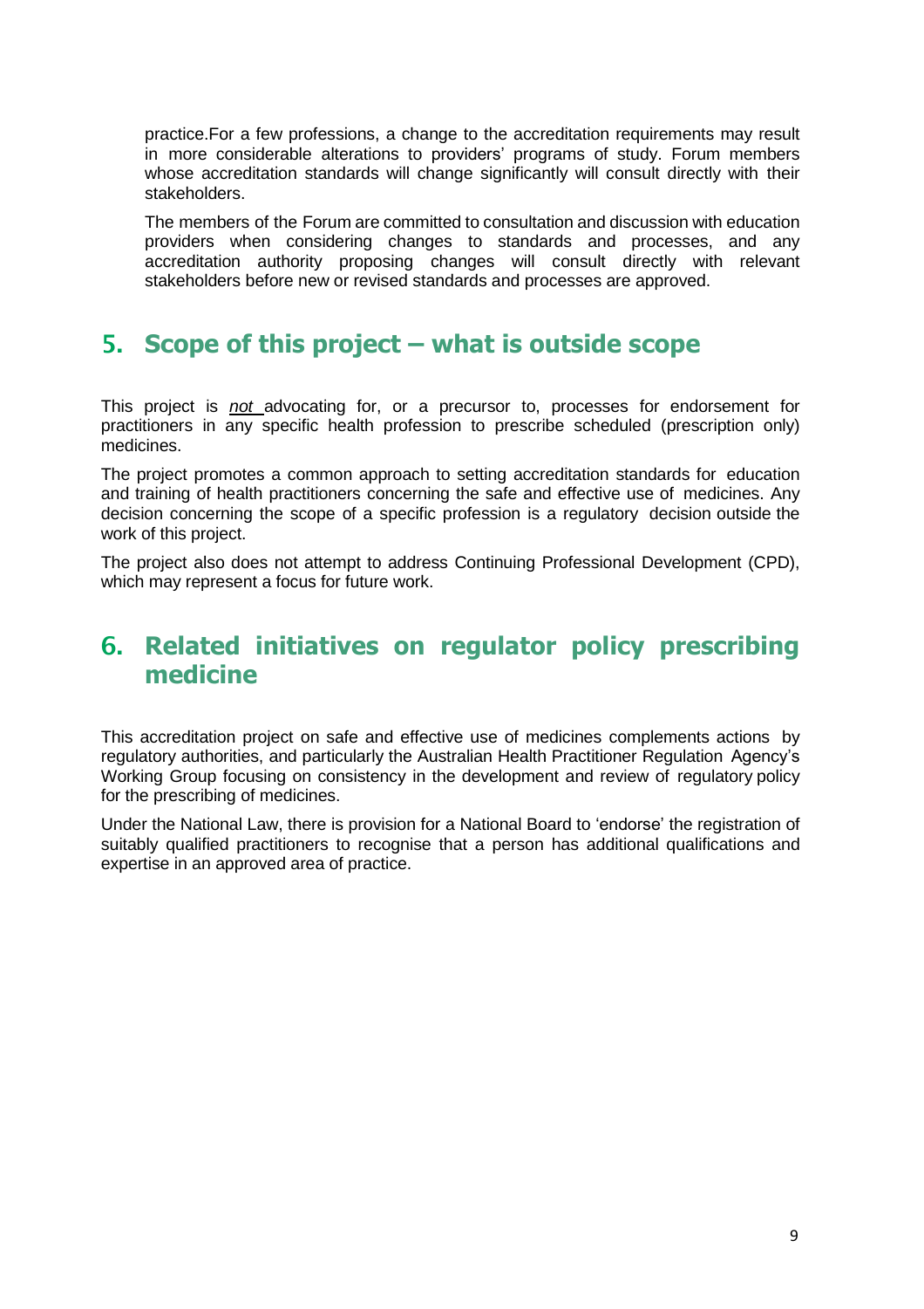practice.For a few professions, a change to the accreditation requirements may result in more considerable alterations to providers' programs of study. Forum members whose accreditation standards will change significantly will consult directly with their stakeholders.

The members of the Forum are committed to consultation and discussion with education providers when considering changes to standards and processes, and any accreditation authority proposing changes will consult directly with relevant stakeholders before new or revised standards and processes are approved.

## 5. Scope of this project – what is outside scope

This project is *not* advocating for, or a precursor to, processes for endorsement for practitioners in any specific health profession to prescribe scheduled (prescription only) medicines.

The project promotes a common approach to setting accreditation standards for education and training of health practitioners concerning the safe and effective use of medicines. Any decision concerning the scope of a specific profession is a regulatory decision outside the work of this project.

The project also does not attempt to address Continuing Professional Development (CPD), which may represent a focus for future work.

## 6. Related initiatives on regulator policy prescribing medicine

This accreditation project on safe and effective use of medicines complements actions by regulatory authorities, and particularly the Australian Health Practitioner Regulation Agency's Working Group focusing on consistency in the development and review of regulatory policy for the prescribing of medicines.

Under the National Law, there is provision for a National Board to 'endorse' the registration of suitably qualified practitioners to recognise that a person has additional qualifications and expertise in an approved area of practice.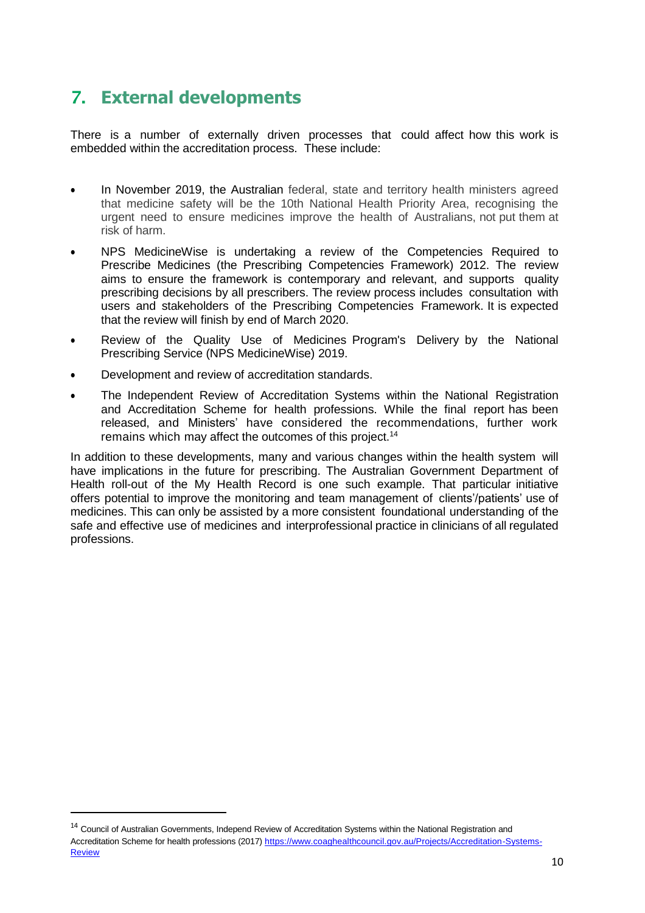## 7. External developments

There is a number of externally driven processes that could affect how this work is embedded within the accreditation process. These include:

- In November 2019, the Australian federal, state and territory health ministers agreed that medicine safety will be the 10th National Health Priority Area, recognising the urgent need to ensure medicines improve the health of Australians, not put them at risk of harm.
- NPS MedicineWise is undertaking a review of the Competencies Required to Prescribe Medicines (the Prescribing Competencies Framework) 2012. The review aims to ensure the framework is contemporary and relevant, and supports quality prescribing decisions by all prescribers. The review process includes consultation with users and stakeholders of the Prescribing Competencies Framework. It is expected that the review will finish by end of March 2020.
- Review of the Quality Use of Medicines Program's Delivery by the National Prescribing Service (NPS MedicineWise) 2019.
- Development and review of accreditation standards.
- The Independent Review of Accreditation Systems within the National Registration and Accreditation Scheme for health professions. While the final report has been released, and Ministers' have considered the recommendations, further work remains which may affect the outcomes of this project.[14]

In addition to these developments, many and various changes within the health system will have implications in the future for prescribing. The Australian Government Department of Health roll-out of the My Health Record is one such example. That particular initiative offers potential to improve the monitoring and team management of clients'/patients' use of medicines. This can only be assisted by a more consistent foundational understanding of the safe and effective use of medicines and interprofessional practice in clinicians of all regulated professions.

[14] Council of Australian Governments, Independ Review of Accreditation Systems within the National Registration and Accreditation Scheme for health professions (2017) https://www.coaghealthcouncil.gov.au/Projects/Accreditation-Systems-Review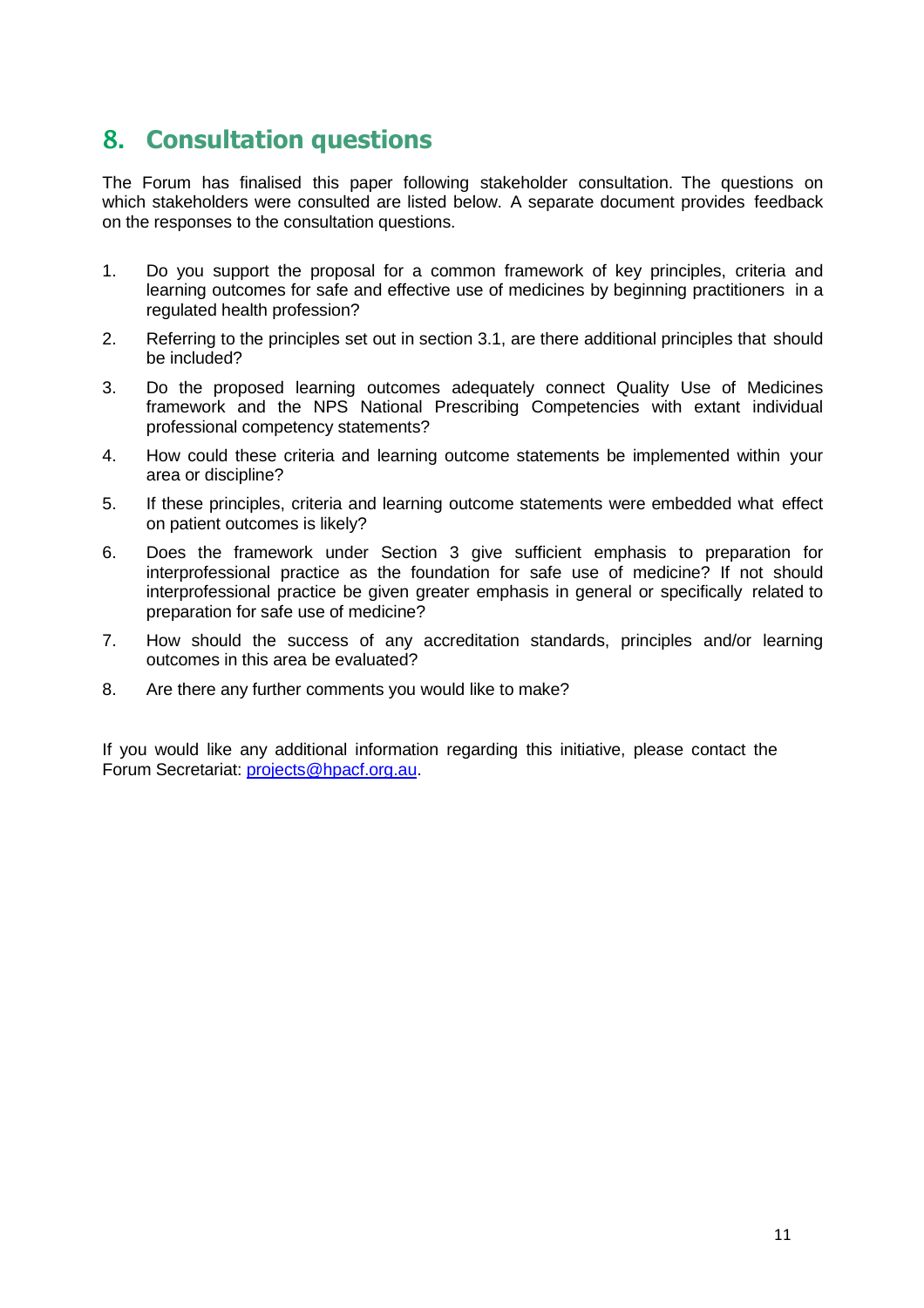## 8. Consultation questions

The Forum has finalised this paper following stakeholder consultation. The questions on which stakeholders were consulted are listed below. A separate document provides feedback on the responses to the consultation questions.

1. Do you support the proposal for a common framework of key principles, criteria and learning outcomes for safe and effective use of medicines by beginning practitioners in a regulated health profession?
2. Referring to the principles set out in section 3.1, are there additional principles that should be included?
3. Do the proposed learning outcomes adequately connect Quality Use of Medicines framework and the NPS National Prescribing Competencies with extant individual professional competency statements?
4. How could these criteria and learning outcome statements be implemented within your area or discipline?
5. If these principles, criteria and learning outcome statements were embedded what effect on patient outcomes is likely?
6. Does the framework under Section 3 give sufficient emphasis to preparation for interprofessional practice as the foundation for safe use of medicine? If not should interprofessional practice be given greater emphasis in general or specifically related to preparation for safe use of medicine?
7. How should the success of any accreditation standards, principles and/or learning outcomes in this area be evaluated?
8. Are there any further comments you would like to make?

If you would like any additional information regarding this initiative, please contact the Forum Secretariat: projects@hpacf.org.au.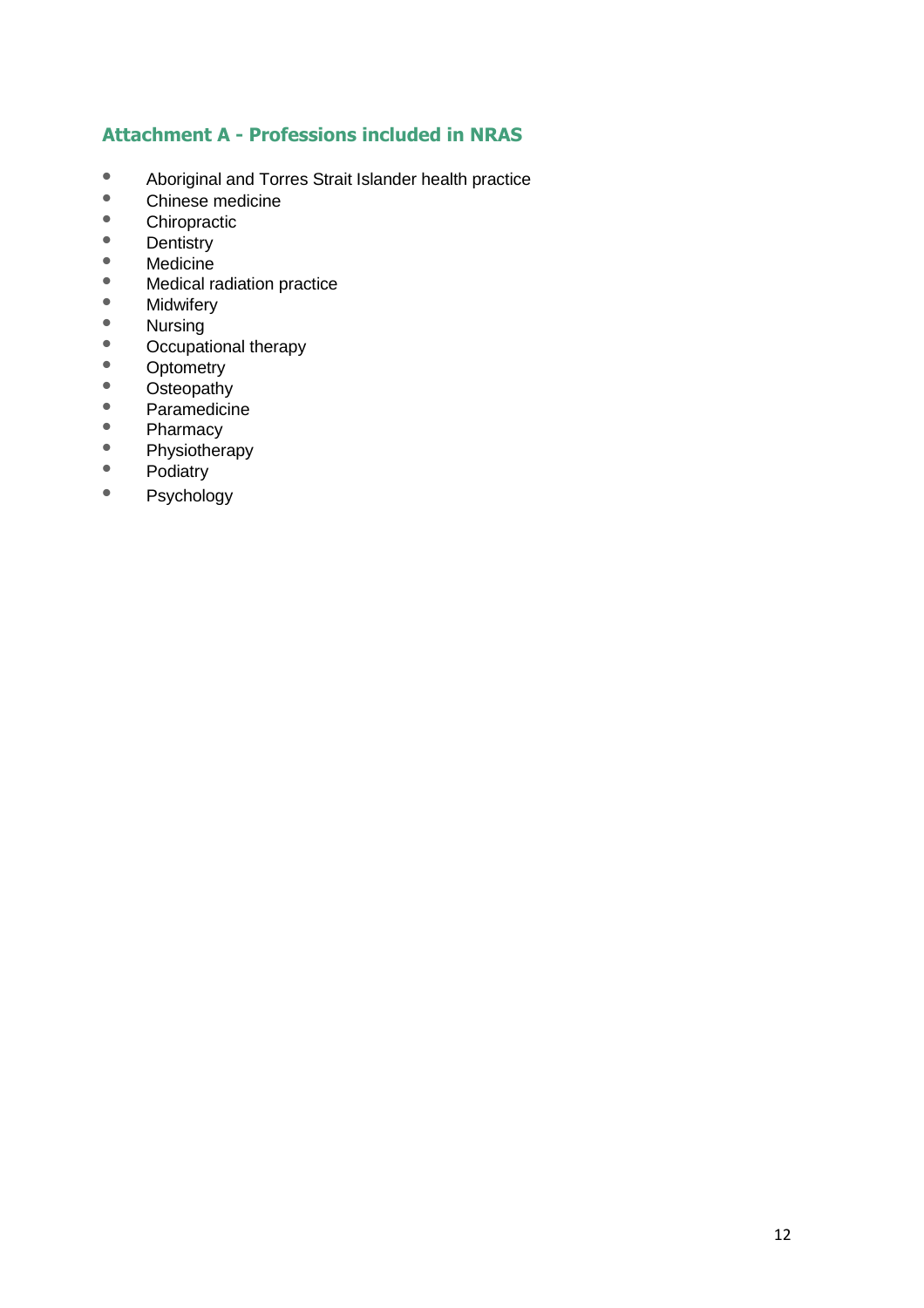## Attachment A - Professions included in NRAS

- Aboriginal and Torres Strait Islander health practice
- Chinese medicine
- Chiropractic
- Dentistry
- Medicine
- Medical radiation practice
- Midwifery
- Nursing
- Occupational therapy
- Optometry
- Osteopathy
- Paramedicine
- Pharmacy
- Physiotherapy
- Podiatry
- Psychology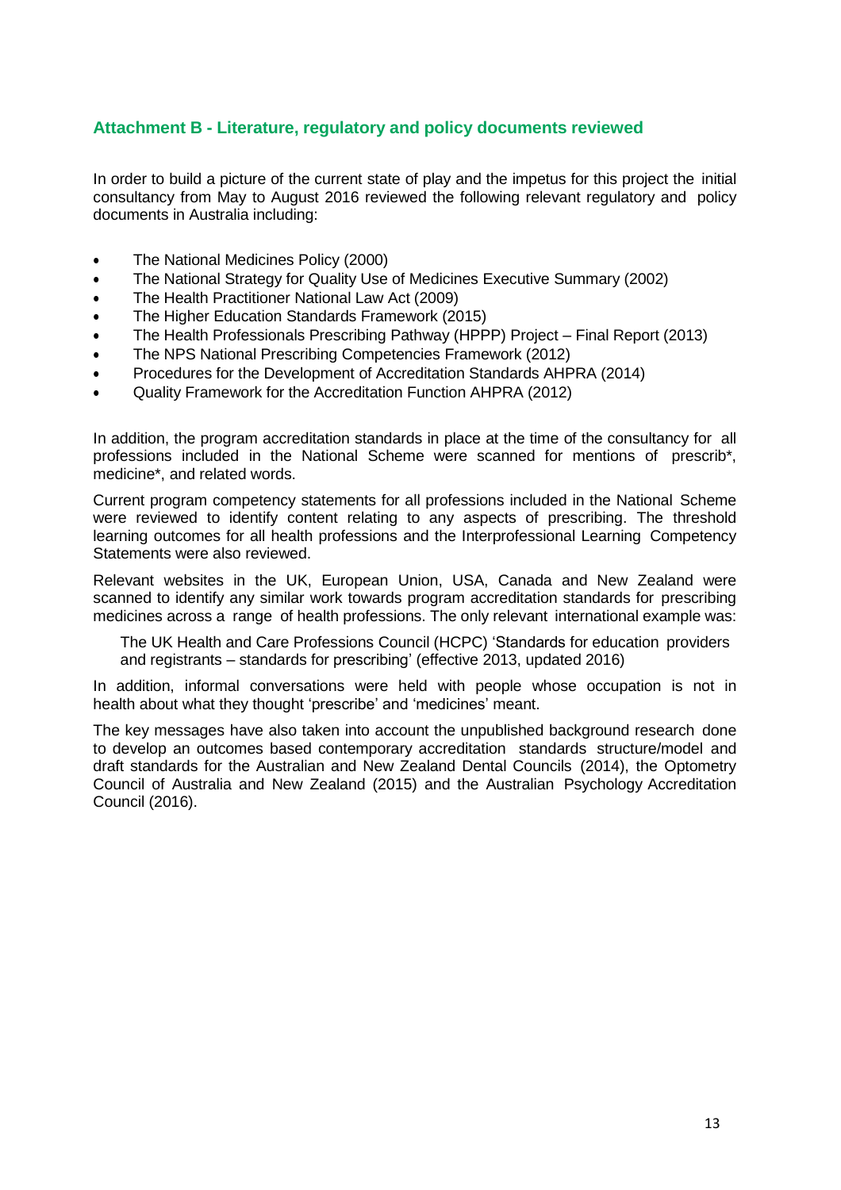## Attachment B - Literature, regulatory and policy documents reviewed

In order to build a picture of the current state of play and the impetus for this project the initial consultancy from May to August 2016 reviewed the following relevant regulatory and policy documents in Australia including:

- The National Medicines Policy (2000)
- The National Strategy for Quality Use of Medicines Executive Summary (2002)
- The Health Practitioner National Law Act (2009)
- The Higher Education Standards Framework (2015)
- The Health Professionals Prescribing Pathway (HPPP) Project – Final Report (2013)
- The NPS National Prescribing Competencies Framework (2012)
- Procedures for the Development of Accreditation Standards AHPRA (2014)
- Quality Framework for the Accreditation Function AHPRA (2012)

In addition, the program accreditation standards in place at the time of the consultancy for all professions included in the National Scheme were scanned for mentions of prescrib*, medicine*, and related words.

Current program competency statements for all professions included in the National Scheme were reviewed to identify content relating to any aspects of prescribing. The threshold learning outcomes for all health professions and the Interprofessional Learning Competency Statements were also reviewed.

Relevant websites in the UK, European Union, USA, Canada and New Zealand were scanned to identify any similar work towards program accreditation standards for prescribing medicines across a range of health professions. The only relevant international example was:

> The UK Health and Care Professions Council (HCPC) 'Standards for education providers and registrants – standards for prescribing' (effective 2013, updated 2016)

In addition, informal conversations were held with people whose occupation is not in health about what they thought 'prescribe' and 'medicines' meant.

The key messages have also taken into account the unpublished background research done to develop an outcomes based contemporary accreditation standards structure/model and draft standards for the Australian and New Zealand Dental Councils (2014), the Optometry Council of Australia and New Zealand (2015) and the Australian Psychology Accreditation Council (2016).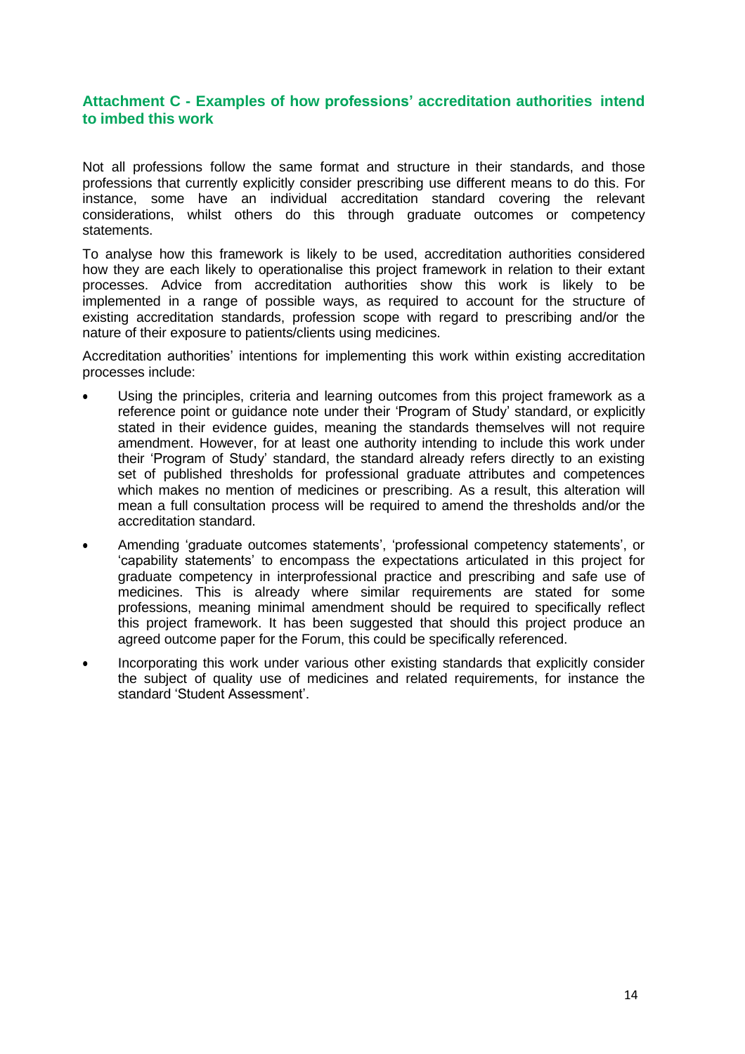## Attachment C - Examples of how professions' accreditation authorities intend to imbed this work

Not all professions follow the same format and structure in their standards, and those professions that currently explicitly consider prescribing use different means to do this. For instance, some have an individual accreditation standard covering the relevant considerations, whilst others do this through graduate outcomes or competency statements.

To analyse how this framework is likely to be used, accreditation authorities considered how they are each likely to operationalise this project framework in relation to their extant processes. Advice from accreditation authorities show this work is likely to be implemented in a range of possible ways, as required to account for the structure of existing accreditation standards, profession scope with regard to prescribing and/or the nature of their exposure to patients/clients using medicines.

Accreditation authorities' intentions for implementing this work within existing accreditation processes include:

- Using the principles, criteria and learning outcomes from this project framework as a reference point or guidance note under their 'Program of Study' standard, or explicitly stated in their evidence guides, meaning the standards themselves will not require amendment. However, for at least one authority intending to include this work under their 'Program of Study' standard, the standard already refers directly to an existing set of published thresholds for professional graduate attributes and competences which makes no mention of medicines or prescribing. As a result, this alteration will mean a full consultation process will be required to amend the thresholds and/or the accreditation standard.
- Amending 'graduate outcomes statements', 'professional competency statements', or 'capability statements' to encompass the expectations articulated in this project for graduate competency in interprofessional practice and prescribing and safe use of medicines. This is already where similar requirements are stated for some professions, meaning minimal amendment should be required to specifically reflect this project framework. It has been suggested that should this project produce an agreed outcome paper for the Forum, this could be specifically referenced.
- Incorporating this work under various other existing standards that explicitly consider the subject of quality use of medicines and related requirements, for instance the standard 'Student Assessment'.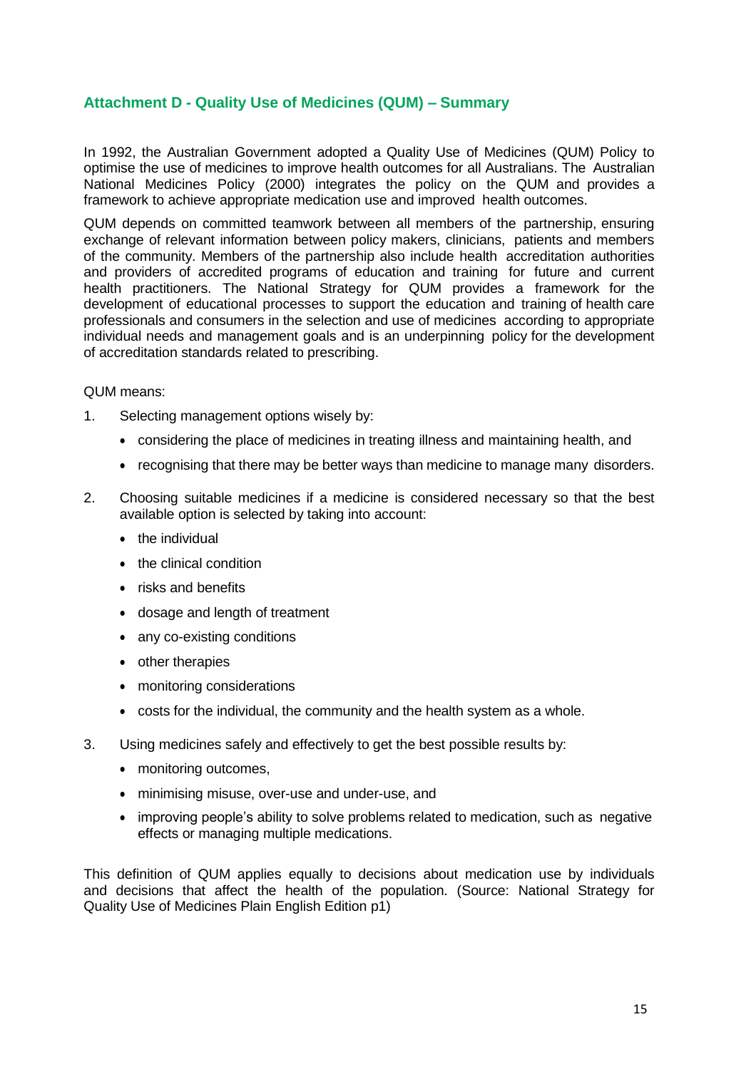## Attachment D - Quality Use of Medicines (QUM) – Summary

In 1992, the Australian Government adopted a Quality Use of Medicines (QUM) Policy to optimise the use of medicines to improve health outcomes for all Australians. The Australian National Medicines Policy (2000) integrates the policy on the QUM and provides a framework to achieve appropriate medication use and improved health outcomes.

QUM depends on committed teamwork between all members of the partnership, ensuring exchange of relevant information between policy makers, clinicians, patients and members of the community. Members of the partnership also include health accreditation authorities and providers of accredited programs of education and training for future and current health practitioners. The National Strategy for QUM provides a framework for the development of educational processes to support the education and training of health care professionals and consumers in the selection and use of medicines according to appropriate individual needs and management goals and is an underpinning policy for the development of accreditation standards related to prescribing.

QUM means:

1. Selecting management options wisely by:
   - considering the place of medicines in treating illness and maintaining health, and
   - recognising that there may be better ways than medicine to manage many disorders.
2. Choosing suitable medicines if a medicine is considered necessary so that the best available option is selected by taking into account:
   - the individual
   - the clinical condition
   - risks and benefits
   - dosage and length of treatment
   - any co-existing conditions
   - other therapies
   - monitoring considerations
   - costs for the individual, the community and the health system as a whole.
3. Using medicines safely and effectively to get the best possible results by:
   - monitoring outcomes,
   - minimising misuse, over-use and under-use, and
   - improving people's ability to solve problems related to medication, such as negative effects or managing multiple medications.

This definition of QUM applies equally to decisions about medication use by individuals and decisions that affect the health of the population. (Source: National Strategy for Quality Use of Medicines Plain English Edition p1)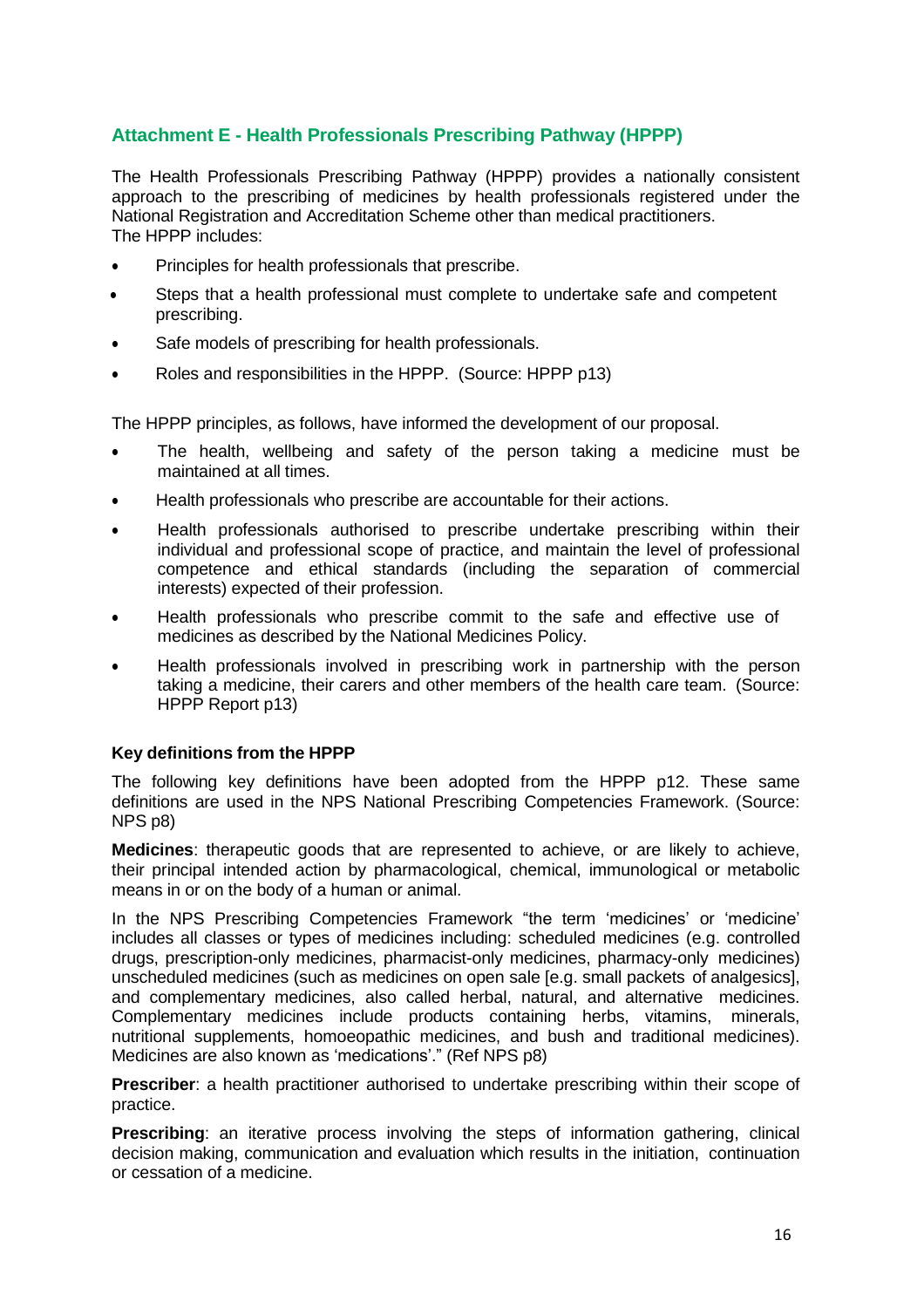## Attachment E - Health Professionals Prescribing Pathway (HPPP)

The Health Professionals Prescribing Pathway (HPPP) provides a nationally consistent approach to the prescribing of medicines by health professionals registered under the National Registration and Accreditation Scheme other than medical practitioners.
The HPPP includes:

- Principles for health professionals that prescribe.
- Steps that a health professional must complete to undertake safe and competent prescribing.
- Safe models of prescribing for health professionals.
- Roles and responsibilities in the HPPP. (Source: HPPP p13)

The HPPP principles, as follows, have informed the development of our proposal.

- The health, wellbeing and safety of the person taking a medicine must be maintained at all times.
- Health professionals who prescribe are accountable for their actions.
- Health professionals authorised to prescribe undertake prescribing within their individual and professional scope of practice, and maintain the level of professional competence and ethical standards (including the separation of commercial interests) expected of their profession.
- Health professionals who prescribe commit to the safe and effective use of medicines as described by the National Medicines Policy.
- Health professionals involved in prescribing work in partnership with the person taking a medicine, their carers and other members of the health care team. (Source: HPPP Report p13)

### Key definitions from the HPPP

The following key definitions have been adopted from the HPPP p12. These same definitions are used in the NPS National Prescribing Competencies Framework. (Source: NPS p8)

**Medicines**: therapeutic goods that are represented to achieve, or are likely to achieve, their principal intended action by pharmacological, chemical, immunological or metabolic means in or on the body of a human or animal.

In the NPS Prescribing Competencies Framework "the term 'medicines' or 'medicine' includes all classes or types of medicines including: scheduled medicines (e.g. controlled drugs, prescription-only medicines, pharmacist-only medicines, pharmacy-only medicines) unscheduled medicines (such as medicines on open sale [e.g. small packets of analgesics], and complementary medicines, also called herbal, natural, and alternative medicines. Complementary medicines include products containing herbs, vitamins, minerals, nutritional supplements, homoeopathic medicines, and bush and traditional medicines). Medicines are also known as 'medications'." (Ref NPS p8)

**Prescriber**: a health practitioner authorised to undertake prescribing within their scope of practice.

**Prescribing**: an iterative process involving the steps of information gathering, clinical decision making, communication and evaluation which results in the initiation, continuation or cessation of a medicine.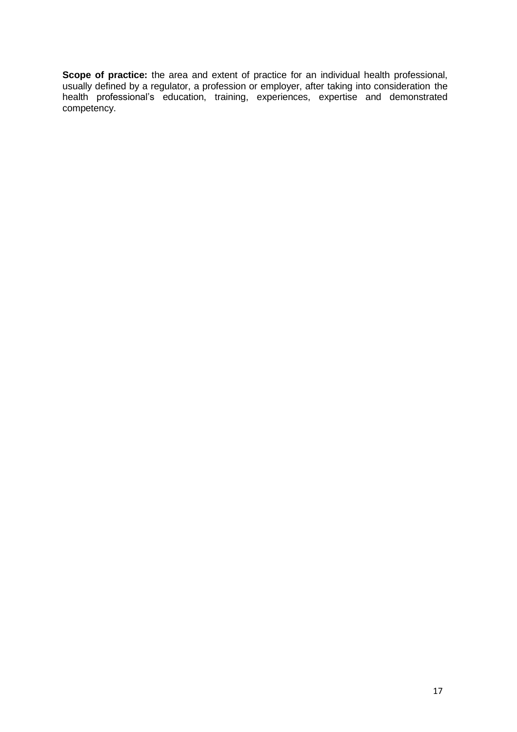**Scope of practice:** the area and extent of practice for an individual health professional, usually defined by a regulator, a profession or employer, after taking into consideration the health professional's education, training, experiences, expertise and demonstrated competency.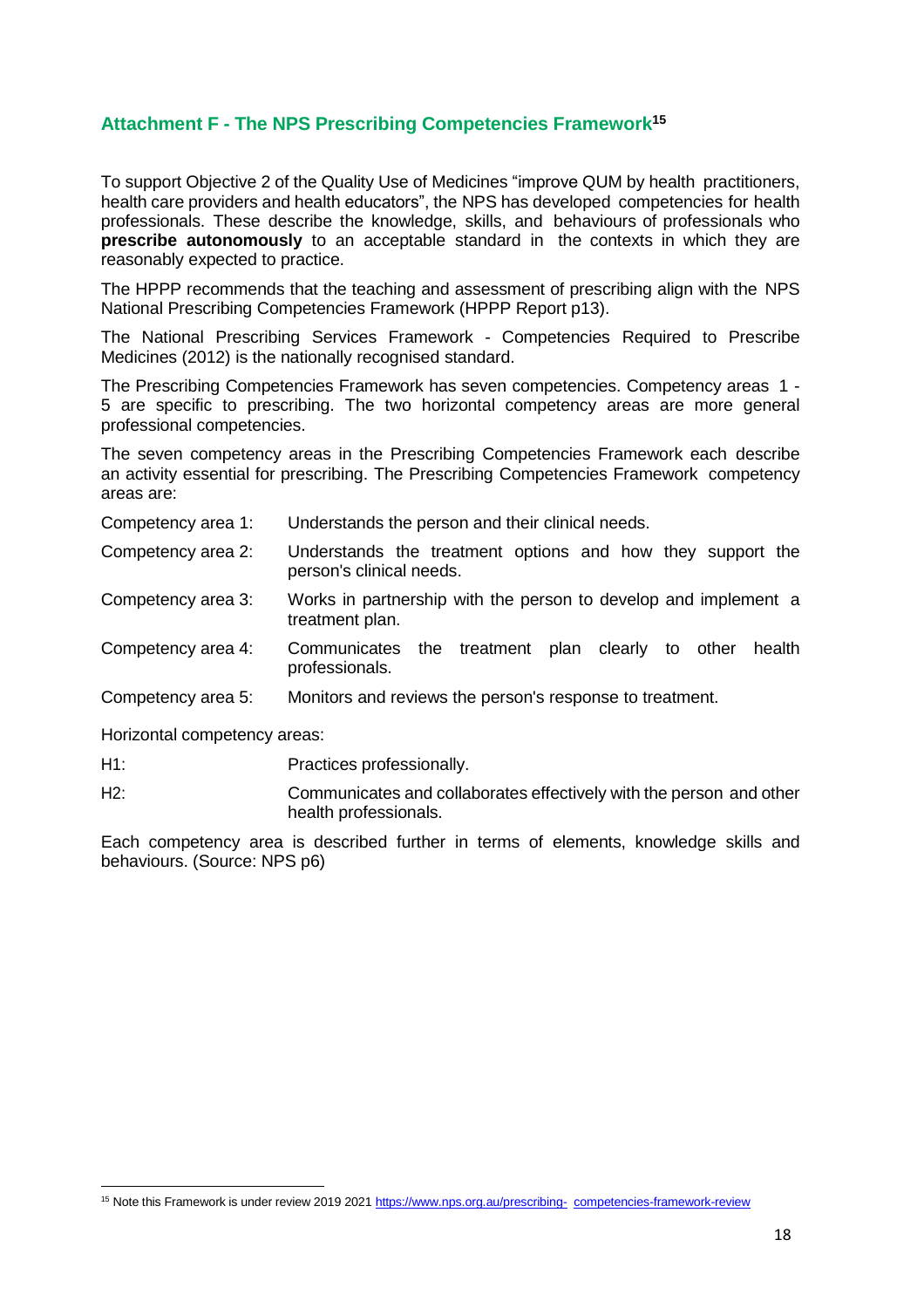## Attachment F - The NPS Prescribing Competencies Framework[15]

To support Objective 2 of the Quality Use of Medicines "improve QUM by health practitioners, health care providers and health educators", the NPS has developed competencies for health professionals. These describe the knowledge, skills, and behaviours of professionals who **prescribe autonomously** to an acceptable standard in the contexts in which they are reasonably expected to practice.

The HPPP recommends that the teaching and assessment of prescribing align with the NPS National Prescribing Competencies Framework (HPPP Report p13).

The National Prescribing Services Framework - Competencies Required to Prescribe Medicines (2012) is the nationally recognised standard.

The Prescribing Competencies Framework has seven competencies. Competency areas 1 - 5 are specific to prescribing. The two horizontal competency areas are more general professional competencies.

The seven competency areas in the Prescribing Competencies Framework each describe an activity essential for prescribing. The Prescribing Competencies Framework competency areas are:

| | |
|---|---|
| Competency area 1: | Understands the person and their clinical needs. |
| Competency area 2: | Understands the treatment options and how they support the person's clinical needs. |
| Competency area 3: | Works in partnership with the person to develop and implement a treatment plan. |
| Competency area 4: | Communicates the treatment plan clearly to other health professionals. |
| Competency area 5: | Monitors and reviews the person's response to treatment. |

Horizontal competency areas:

| | |
|---|---|
| H1: | Practices professionally. |
| H2: | Communicates and collaborates effectively with the person and other health professionals. |

Each competency area is described further in terms of elements, knowledge skills and behaviours. (Source: NPS p6)

[15] Note this Framework is under review 2019 2021 https://www.nps.org.au/prescribing- competencies-framework-review